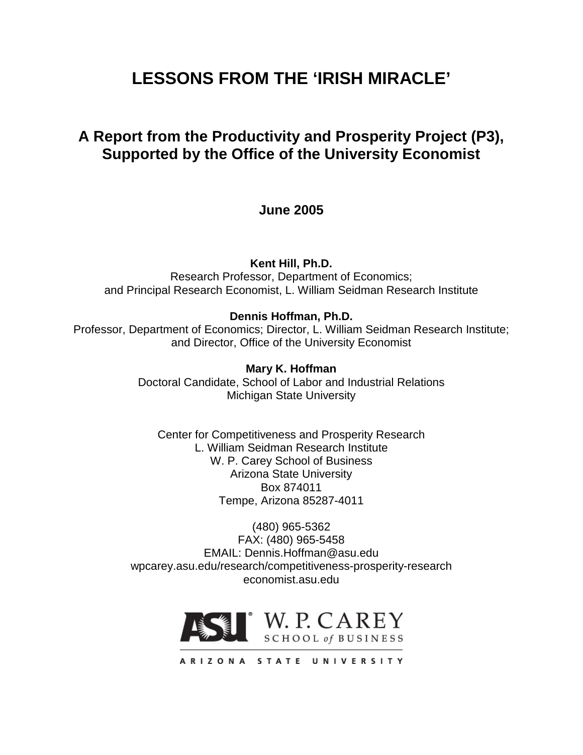# LESSONS FROM THE 'IRISH MIRACLE'

## A Report from the Productivity and Prosperity Project (P3), Supported by the Office of the University Economist

**June 2005**

**Kent Hill, Ph.D.**
Research Professor, Department of Economics;
and Principal Research Economist, L. William Seidman Research Institute

**Dennis Hoffman, Ph.D.**
Professor, Department of Economics; Director, L. William Seidman Research Institute;
and Director, Office of the University Economist

**Mary K. Hoffman**
Doctoral Candidate, School of Labor and Industrial Relations
Michigan State University

Center for Competitiveness and Prosperity Research
L. William Seidman Research Institute
W. P. Carey School of Business
Arizona State University
Box 874011
Tempe, Arizona 85287-4011

(480) 965-5362
FAX: (480) 965-5458
EMAIL: Dennis.Hoffman@asu.edu
wpcarey.asu.edu/research/competitiveness-prosperity-research
economist.asu.edu

ASU W. P. CAREY SCHOOL of BUSINESS
ARIZONA STATE UNIVERSITY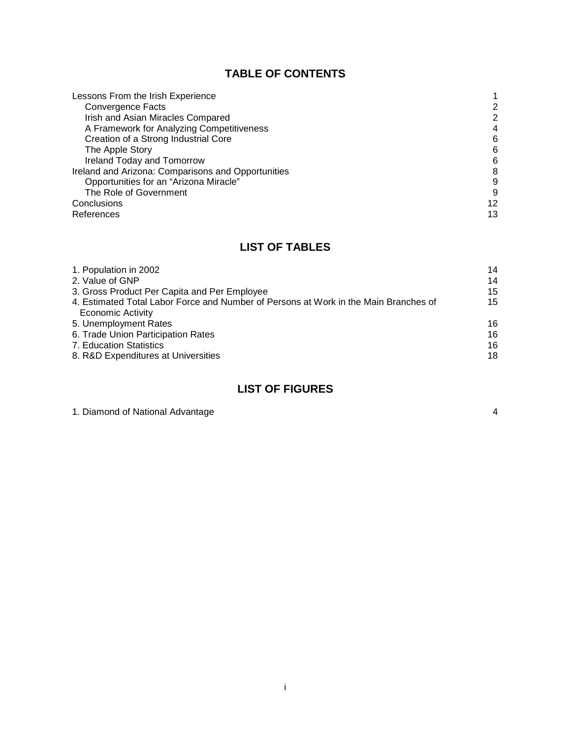## TABLE OF CONTENTS

| | |
|---|---|
| Lessons From the Irish Experience | 1 |
| &nbsp;&nbsp;&nbsp;&nbsp;Convergence Facts | 2 |
| &nbsp;&nbsp;&nbsp;&nbsp;Irish and Asian Miracles Compared | 2 |
| &nbsp;&nbsp;&nbsp;&nbsp;A Framework for Analyzing Competitiveness | 4 |
| &nbsp;&nbsp;&nbsp;&nbsp;Creation of a Strong Industrial Core | 6 |
| &nbsp;&nbsp;&nbsp;&nbsp;The Apple Story | 6 |
| &nbsp;&nbsp;&nbsp;&nbsp;Ireland Today and Tomorrow | 6 |
| Ireland and Arizona: Comparisons and Opportunities | 8 |
| &nbsp;&nbsp;&nbsp;&nbsp;Opportunities for an "Arizona Miracle" | 9 |
| &nbsp;&nbsp;&nbsp;&nbsp;The Role of Government | 9 |
| Conclusions | 12 |
| References | 13 |

## LIST OF TABLES

| | |
|---|---|
| 1. Population in 2002 | 14 |
| 2. Value of GNP | 14 |
| 3. Gross Product Per Capita and Per Employee | 15 |
| 4. Estimated Total Labor Force and Number of Persons at Work in the Main Branches of Economic Activity | 15 |
| 5. Unemployment Rates | 16 |
| 6. Trade Union Participation Rates | 16 |
| 7. Education Statistics | 16 |
| 8. R&D Expenditures at Universities | 18 |

## LIST OF FIGURES

| | |
|---|---|
| 1. Diamond of National Advantage | 4 |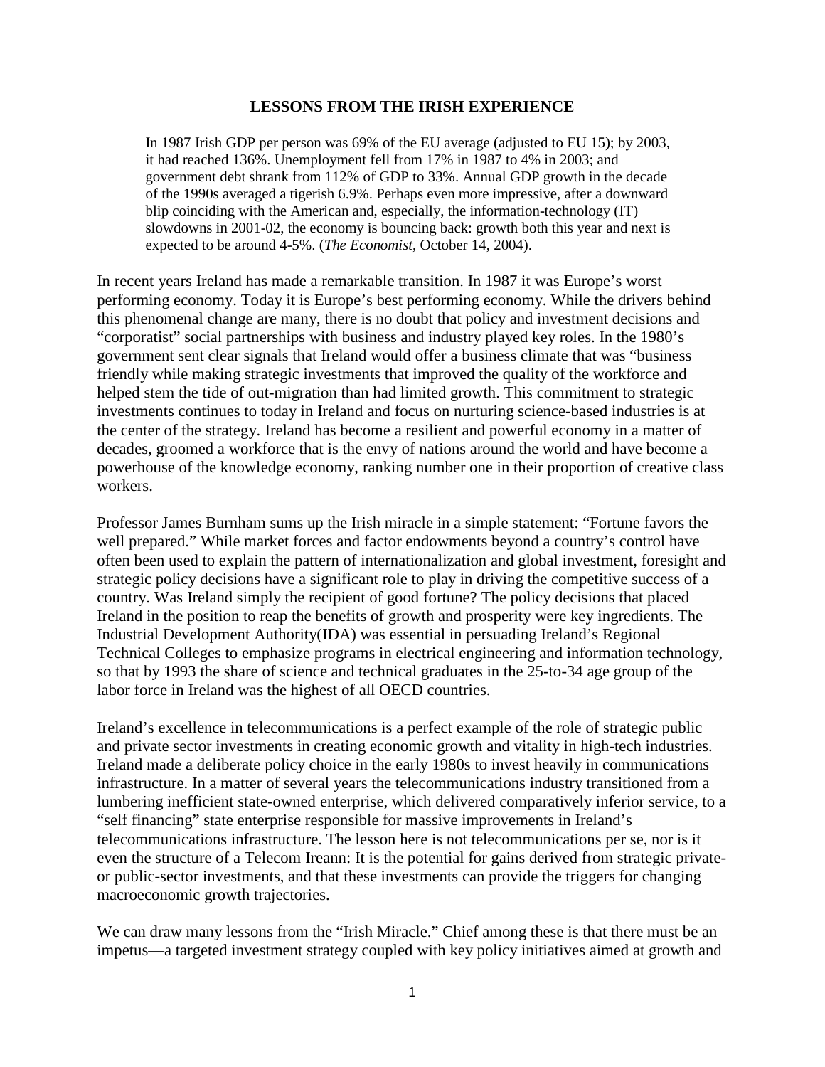## LESSONS FROM THE IRISH EXPERIENCE

> In 1987 Irish GDP per person was 69% of the EU average (adjusted to EU 15); by 2003, it had reached 136%. Unemployment fell from 17% in 1987 to 4% in 2003; and government debt shrank from 112% of GDP to 33%. Annual GDP growth in the decade of the 1990s averaged a tigerish 6.9%. Perhaps even more impressive, after a downward blip coinciding with the American and, especially, the information-technology (IT) slowdowns in 2001-02, the economy is bouncing back: growth both this year and next is expected to be around 4-5%. (*The Economist*, October 14, 2004).

In recent years Ireland has made a remarkable transition. In 1987 it was Europe's worst performing economy. Today it is Europe's best performing economy. While the drivers behind this phenomenal change are many, there is no doubt that policy and investment decisions and "corporatist" social partnerships with business and industry played key roles. In the 1980's government sent clear signals that Ireland would offer a business climate that was "business friendly while making strategic investments that improved the quality of the workforce and helped stem the tide of out-migration than had limited growth. This commitment to strategic investments continues to today in Ireland and focus on nurturing science-based industries is at the center of the strategy. Ireland has become a resilient and powerful economy in a matter of decades, groomed a workforce that is the envy of nations around the world and have become a powerhouse of the knowledge economy, ranking number one in their proportion of creative class workers.

Professor James Burnham sums up the Irish miracle in a simple statement: "Fortune favors the well prepared." While market forces and factor endowments beyond a country's control have often been used to explain the pattern of internationalization and global investment, foresight and strategic policy decisions have a significant role to play in driving the competitive success of a country. Was Ireland simply the recipient of good fortune? The policy decisions that placed Ireland in the position to reap the benefits of growth and prosperity were key ingredients. The Industrial Development Authority(IDA) was essential in persuading Ireland's Regional Technical Colleges to emphasize programs in electrical engineering and information technology, so that by 1993 the share of science and technical graduates in the 25-to-34 age group of the labor force in Ireland was the highest of all OECD countries.

Ireland's excellence in telecommunications is a perfect example of the role of strategic public and private sector investments in creating economic growth and vitality in high-tech industries. Ireland made a deliberate policy choice in the early 1980s to invest heavily in communications infrastructure. In a matter of several years the telecommunications industry transitioned from a lumbering inefficient state-owned enterprise, which delivered comparatively inferior service, to a "self financing" state enterprise responsible for massive improvements in Ireland's telecommunications infrastructure. The lesson here is not telecommunications per se, nor is it even the structure of a Telecom Ireann: It is the potential for gains derived from strategic private- or public-sector investments, and that these investments can provide the triggers for changing macroeconomic growth trajectories.

We can draw many lessons from the "Irish Miracle." Chief among these is that there must be an impetus—a targeted investment strategy coupled with key policy initiatives aimed at growth and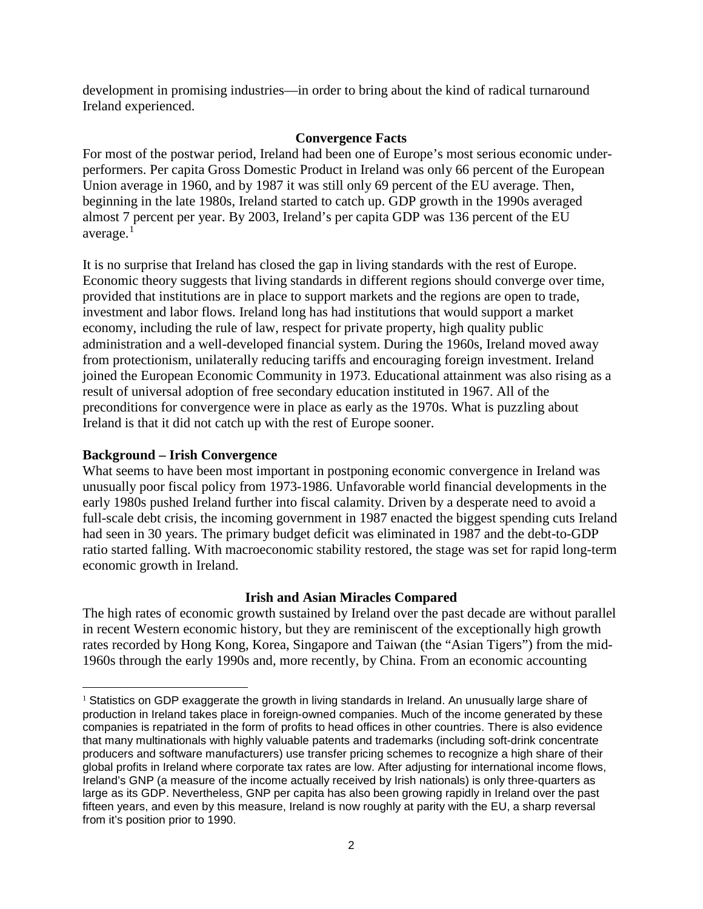development in promising industries—in order to bring about the kind of radical turnaround Ireland experienced.

## Convergence Facts

For most of the postwar period, Ireland had been one of Europe's most serious economic under-performers. Per capita Gross Domestic Product in Ireland was only 66 percent of the European Union average in 1960, and by 1987 it was still only 69 percent of the EU average. Then, beginning in the late 1980s, Ireland started to catch up. GDP growth in the 1990s averaged almost 7 percent per year. By 2003, Ireland's per capita GDP was 136 percent of the EU average.[1]

It is no surprise that Ireland has closed the gap in living standards with the rest of Europe. Economic theory suggests that living standards in different regions should converge over time, provided that institutions are in place to support markets and the regions are open to trade, investment and labor flows. Ireland long has had institutions that would support a market economy, including the rule of law, respect for private property, high quality public administration and a well-developed financial system. During the 1960s, Ireland moved away from protectionism, unilaterally reducing tariffs and encouraging foreign investment. Ireland joined the European Economic Community in 1973. Educational attainment was also rising as a result of universal adoption of free secondary education instituted in 1967. All of the preconditions for convergence were in place as early as the 1970s. What is puzzling about Ireland is that it did not catch up with the rest of Europe sooner.

### Background – Irish Convergence

What seems to have been most important in postponing economic convergence in Ireland was unusually poor fiscal policy from 1973-1986. Unfavorable world financial developments in the early 1980s pushed Ireland further into fiscal calamity. Driven by a desperate need to avoid a full-scale debt crisis, the incoming government in 1987 enacted the biggest spending cuts Ireland had seen in 30 years. The primary budget deficit was eliminated in 1987 and the debt-to-GDP ratio started falling. With macroeconomic stability restored, the stage was set for rapid long-term economic growth in Ireland.

## Irish and Asian Miracles Compared

The high rates of economic growth sustained by Ireland over the past decade are without parallel in recent Western economic history, but they are reminiscent of the exceptionally high growth rates recorded by Hong Kong, Korea, Singapore and Taiwan (the "Asian Tigers") from the mid-1960s through the early 1990s and, more recently, by China. From an economic accounting

[1] Statistics on GDP exaggerate the growth in living standards in Ireland. An unusually large share of production in Ireland takes place in foreign-owned companies. Much of the income generated by these companies is repatriated in the form of profits to head offices in other countries. There is also evidence that many multinationals with highly valuable patents and trademarks (including soft-drink concentrate producers and software manufacturers) use transfer pricing schemes to recognize a high share of their global profits in Ireland where corporate tax rates are low. After adjusting for international income flows, Ireland's GNP (a measure of the income actually received by Irish nationals) is only three-quarters as large as its GDP. Nevertheless, GNP per capita has also been growing rapidly in Ireland over the past fifteen years, and even by this measure, Ireland is now roughly at parity with the EU, a sharp reversal from it's position prior to 1990.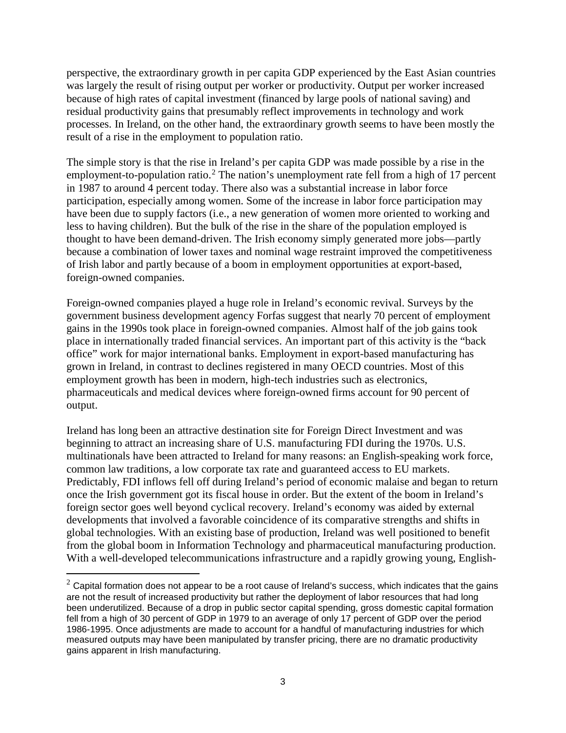perspective, the extraordinary growth in per capita GDP experienced by the East Asian countries was largely the result of rising output per worker or productivity. Output per worker increased because of high rates of capital investment (financed by large pools of national saving) and residual productivity gains that presumably reflect improvements in technology and work processes. In Ireland, on the other hand, the extraordinary growth seems to have been mostly the result of a rise in the employment to population ratio.

The simple story is that the rise in Ireland's per capita GDP was made possible by a rise in the employment-to-population ratio.[2] The nation's unemployment rate fell from a high of 17 percent in 1987 to around 4 percent today. There also was a substantial increase in labor force participation, especially among women. Some of the increase in labor force participation may have been due to supply factors (i.e., a new generation of women more oriented to working and less to having children). But the bulk of the rise in the share of the population employed is thought to have been demand-driven. The Irish economy simply generated more jobs—partly because a combination of lower taxes and nominal wage restraint improved the competitiveness of Irish labor and partly because of a boom in employment opportunities at export-based, foreign-owned companies.

Foreign-owned companies played a huge role in Ireland's economic revival. Surveys by the government business development agency Forfas suggest that nearly 70 percent of employment gains in the 1990s took place in foreign-owned companies. Almost half of the job gains took place in internationally traded financial services. An important part of this activity is the "back office" work for major international banks. Employment in export-based manufacturing has grown in Ireland, in contrast to declines registered in many OECD countries. Most of this employment growth has been in modern, high-tech industries such as electronics, pharmaceuticals and medical devices where foreign-owned firms account for 90 percent of output.

Ireland has long been an attractive destination site for Foreign Direct Investment and was beginning to attract an increasing share of U.S. manufacturing FDI during the 1970s. U.S. multinationals have been attracted to Ireland for many reasons: an English-speaking work force, common law traditions, a low corporate tax rate and guaranteed access to EU markets. Predictably, FDI inflows fell off during Ireland's period of economic malaise and began to return once the Irish government got its fiscal house in order. But the extent of the boom in Ireland's foreign sector goes well beyond cyclical recovery. Ireland's economy was aided by external developments that involved a favorable coincidence of its comparative strengths and shifts in global technologies. With an existing base of production, Ireland was well positioned to benefit from the global boom in Information Technology and pharmaceutical manufacturing production. With a well-developed telecommunications infrastructure and a rapidly growing young, English-

[2] Capital formation does not appear to be a root cause of Ireland's success, which indicates that the gains are not the result of increased productivity but rather the deployment of labor resources that had long been underutilized. Because of a drop in public sector capital spending, gross domestic capital formation fell from a high of 30 percent of GDP in 1979 to an average of only 17 percent of GDP over the period 1986-1995. Once adjustments are made to account for a handful of manufacturing industries for which measured outputs may have been manipulated by transfer pricing, there are no dramatic productivity gains apparent in Irish manufacturing.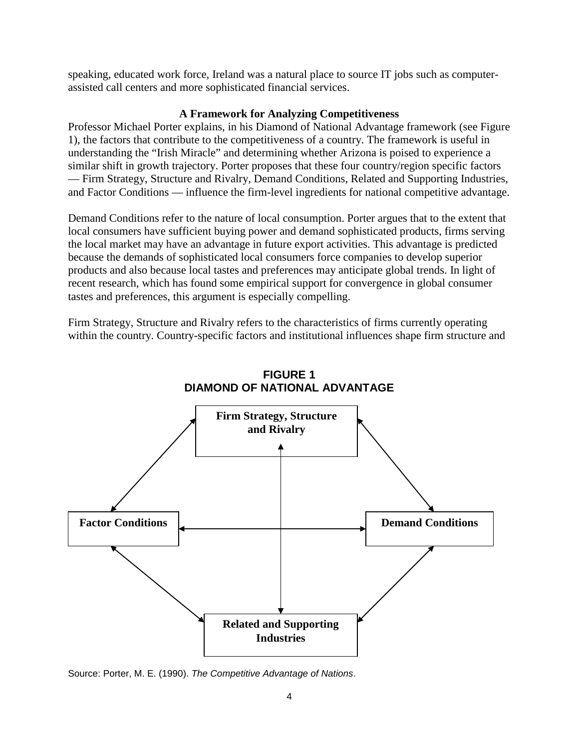speaking, educated work force, Ireland was a natural place to source IT jobs such as computer-assisted call centers and more sophisticated financial services.

### A Framework for Analyzing Competitiveness

Professor Michael Porter explains, in his Diamond of National Advantage framework (see Figure 1), the factors that contribute to the competitiveness of a country. The framework is useful in understanding the "Irish Miracle" and determining whether Arizona is poised to experience a similar shift in growth trajectory. Porter proposes that these four country/region specific factors — Firm Strategy, Structure and Rivalry, Demand Conditions, Related and Supporting Industries, and Factor Conditions — influence the firm-level ingredients for national competitive advantage.

Demand Conditions refer to the nature of local consumption. Porter argues that to the extent that local consumers have sufficient buying power and demand sophisticated products, firms serving the local market may have an advantage in future export activities. This advantage is predicted because the demands of sophisticated local consumers force companies to develop superior products and also because local tastes and preferences may anticipate global trends. In light of recent research, which has found some empirical support for convergence in global consumer tastes and preferences, this argument is especially compelling.

Firm Strategy, Structure and Rivalry refers to the characteristics of firms currently operating within the country. Country-specific factors and institutional influences shape firm structure and

**FIGURE 1**
**DIAMOND OF NATIONAL ADVANTAGE**

**Firm Strategy, Structure and Rivalry**

**Factor Conditions**

**Demand Conditions**

**Related and Supporting Industries**

Source: Porter, M. E. (1990). *The Competitive Advantage of Nations*.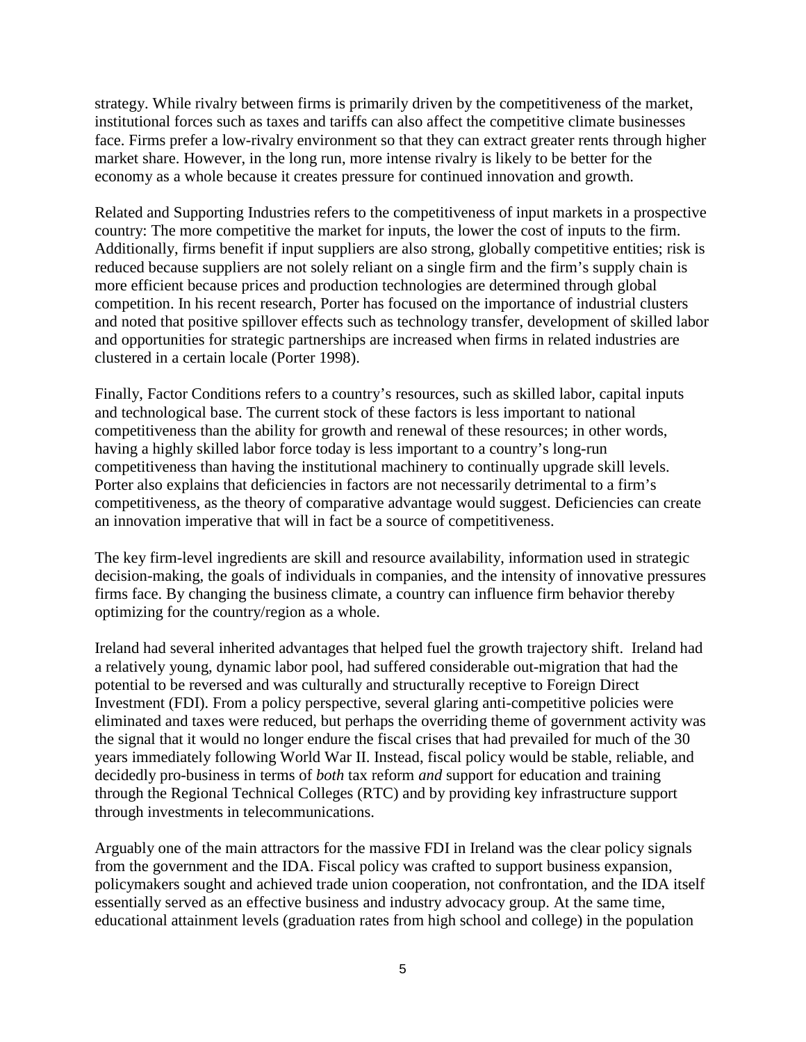strategy. While rivalry between firms is primarily driven by the competitiveness of the market, institutional forces such as taxes and tariffs can also affect the competitive climate businesses face. Firms prefer a low-rivalry environment so that they can extract greater rents through higher market share. However, in the long run, more intense rivalry is likely to be better for the economy as a whole because it creates pressure for continued innovation and growth.

Related and Supporting Industries refers to the competitiveness of input markets in a prospective country: The more competitive the market for inputs, the lower the cost of inputs to the firm. Additionally, firms benefit if input suppliers are also strong, globally competitive entities; risk is reduced because suppliers are not solely reliant on a single firm and the firm's supply chain is more efficient because prices and production technologies are determined through global competition. In his recent research, Porter has focused on the importance of industrial clusters and noted that positive spillover effects such as technology transfer, development of skilled labor and opportunities for strategic partnerships are increased when firms in related industries are clustered in a certain locale (Porter 1998).

Finally, Factor Conditions refers to a country's resources, such as skilled labor, capital inputs and technological base. The current stock of these factors is less important to national competitiveness than the ability for growth and renewal of these resources; in other words, having a highly skilled labor force today is less important to a country's long-run competitiveness than having the institutional machinery to continually upgrade skill levels. Porter also explains that deficiencies in factors are not necessarily detrimental to a firm's competitiveness, as the theory of comparative advantage would suggest. Deficiencies can create an innovation imperative that will in fact be a source of competitiveness.

The key firm-level ingredients are skill and resource availability, information used in strategic decision-making, the goals of individuals in companies, and the intensity of innovative pressures firms face. By changing the business climate, a country can influence firm behavior thereby optimizing for the country/region as a whole.

Ireland had several inherited advantages that helped fuel the growth trajectory shift. Ireland had a relatively young, dynamic labor pool, had suffered considerable out-migration that had the potential to be reversed and was culturally and structurally receptive to Foreign Direct Investment (FDI). From a policy perspective, several glaring anti-competitive policies were eliminated and taxes were reduced, but perhaps the overriding theme of government activity was the signal that it would no longer endure the fiscal crises that had prevailed for much of the 30 years immediately following World War II. Instead, fiscal policy would be stable, reliable, and decidedly pro-business in terms of *both* tax reform *and* support for education and training through the Regional Technical Colleges (RTC) and by providing key infrastructure support through investments in telecommunications.

Arguably one of the main attractors for the massive FDI in Ireland was the clear policy signals from the government and the IDA. Fiscal policy was crafted to support business expansion, policymakers sought and achieved trade union cooperation, not confrontation, and the IDA itself essentially served as an effective business and industry advocacy group. At the same time, educational attainment levels (graduation rates from high school and college) in the population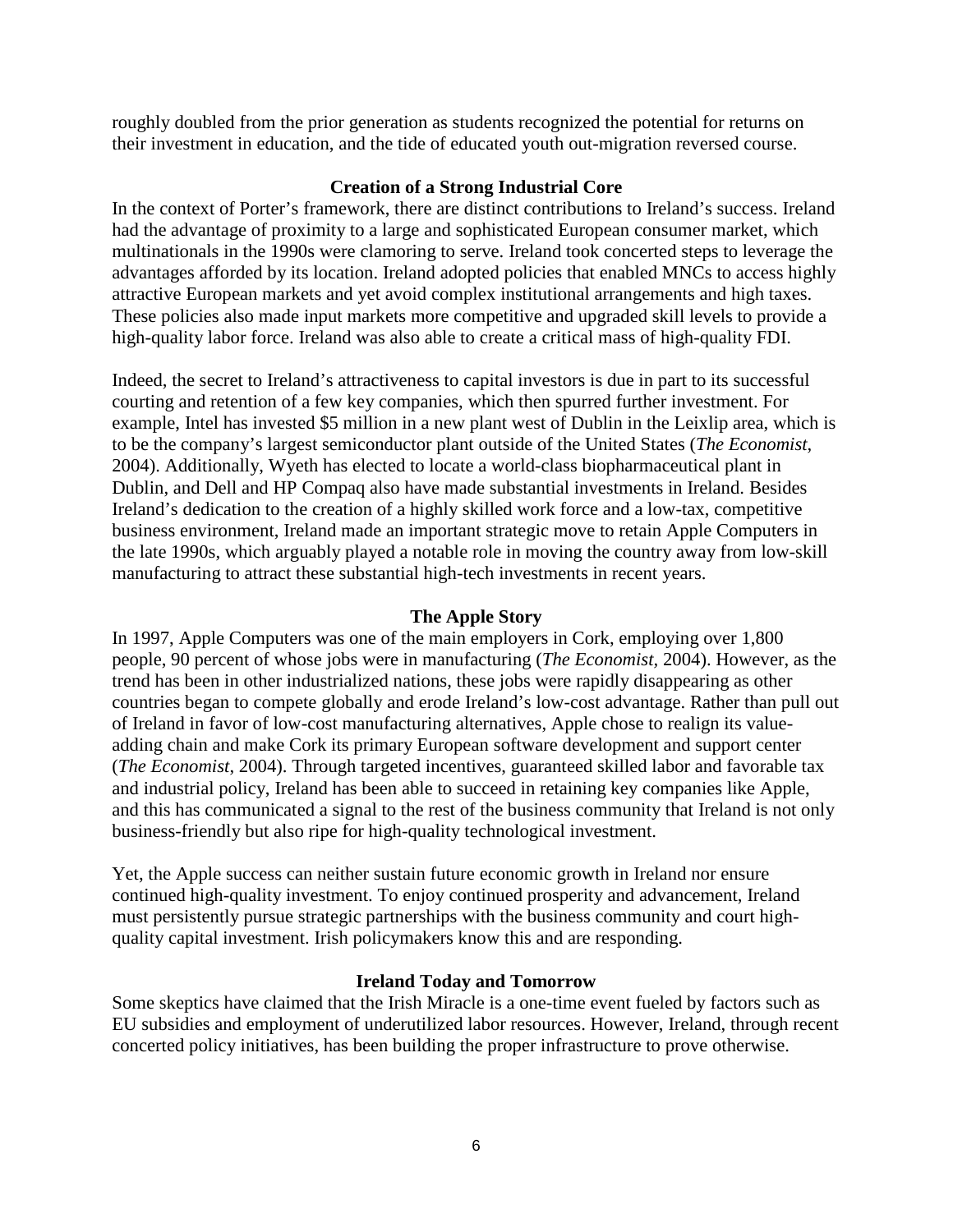roughly doubled from the prior generation as students recognized the potential for returns on their investment in education, and the tide of educated youth out-migration reversed course.

### Creation of a Strong Industrial Core

In the context of Porter's framework, there are distinct contributions to Ireland's success. Ireland had the advantage of proximity to a large and sophisticated European consumer market, which multinationals in the 1990s were clamoring to serve. Ireland took concerted steps to leverage the advantages afforded by its location. Ireland adopted policies that enabled MNCs to access highly attractive European markets and yet avoid complex institutional arrangements and high taxes. These policies also made input markets more competitive and upgraded skill levels to provide a high-quality labor force. Ireland was also able to create a critical mass of high-quality FDI.

Indeed, the secret to Ireland's attractiveness to capital investors is due in part to its successful courting and retention of a few key companies, which then spurred further investment. For example, Intel has invested $5 million in a new plant west of Dublin in the Leixlip area, which is to be the company's largest semiconductor plant outside of the United States (*The Economist*, 2004). Additionally, Wyeth has elected to locate a world-class biopharmaceutical plant in Dublin, and Dell and HP Compaq also have made substantial investments in Ireland. Besides Ireland's dedication to the creation of a highly skilled work force and a low-tax, competitive business environment, Ireland made an important strategic move to retain Apple Computers in the late 1990s, which arguably played a notable role in moving the country away from low-skill manufacturing to attract these substantial high-tech investments in recent years.

### The Apple Story

In 1997, Apple Computers was one of the main employers in Cork, employing over 1,800 people, 90 percent of whose jobs were in manufacturing (*The Economist*, 2004). However, as the trend has been in other industrialized nations, these jobs were rapidly disappearing as other countries began to compete globally and erode Ireland's low-cost advantage. Rather than pull out of Ireland in favor of low-cost manufacturing alternatives, Apple chose to realign its value-adding chain and make Cork its primary European software development and support center (*The Economist*, 2004). Through targeted incentives, guaranteed skilled labor and favorable tax and industrial policy, Ireland has been able to succeed in retaining key companies like Apple, and this has communicated a signal to the rest of the business community that Ireland is not only business-friendly but also ripe for high-quality technological investment.

Yet, the Apple success can neither sustain future economic growth in Ireland nor ensure continued high-quality investment. To enjoy continued prosperity and advancement, Ireland must persistently pursue strategic partnerships with the business community and court high-quality capital investment. Irish policymakers know this and are responding.

### Ireland Today and Tomorrow

Some skeptics have claimed that the Irish Miracle is a one-time event fueled by factors such as EU subsidies and employment of underutilized labor resources. However, Ireland, through recent concerted policy initiatives, has been building the proper infrastructure to prove otherwise.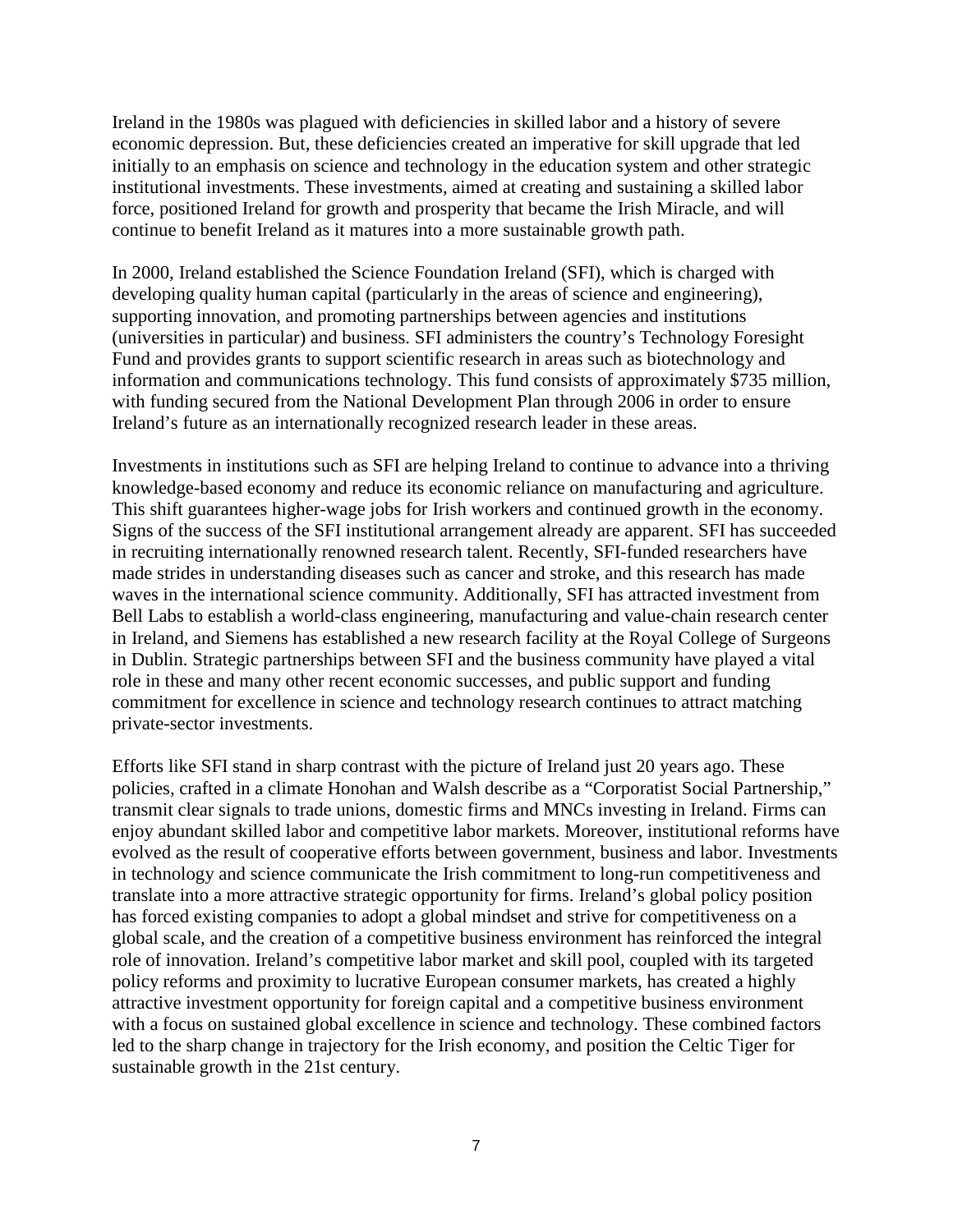Ireland in the 1980s was plagued with deficiencies in skilled labor and a history of severe economic depression. But, these deficiencies created an imperative for skill upgrade that led initially to an emphasis on science and technology in the education system and other strategic institutional investments. These investments, aimed at creating and sustaining a skilled labor force, positioned Ireland for growth and prosperity that became the Irish Miracle, and will continue to benefit Ireland as it matures into a more sustainable growth path.

In 2000, Ireland established the Science Foundation Ireland (SFI), which is charged with developing quality human capital (particularly in the areas of science and engineering), supporting innovation, and promoting partnerships between agencies and institutions (universities in particular) and business. SFI administers the country's Technology Foresight Fund and provides grants to support scientific research in areas such as biotechnology and information and communications technology. This fund consists of approximately $735 million, with funding secured from the National Development Plan through 2006 in order to ensure Ireland's future as an internationally recognized research leader in these areas.

Investments in institutions such as SFI are helping Ireland to continue to advance into a thriving knowledge-based economy and reduce its economic reliance on manufacturing and agriculture. This shift guarantees higher-wage jobs for Irish workers and continued growth in the economy. Signs of the success of the SFI institutional arrangement already are apparent. SFI has succeeded in recruiting internationally renowned research talent. Recently, SFI-funded researchers have made strides in understanding diseases such as cancer and stroke, and this research has made waves in the international science community. Additionally, SFI has attracted investment from Bell Labs to establish a world-class engineering, manufacturing and value-chain research center in Ireland, and Siemens has established a new research facility at the Royal College of Surgeons in Dublin. Strategic partnerships between SFI and the business community have played a vital role in these and many other recent economic successes, and public support and funding commitment for excellence in science and technology research continues to attract matching private-sector investments.

Efforts like SFI stand in sharp contrast with the picture of Ireland just 20 years ago. These policies, crafted in a climate Honohan and Walsh describe as a "Corporatist Social Partnership," transmit clear signals to trade unions, domestic firms and MNCs investing in Ireland. Firms can enjoy abundant skilled labor and competitive labor markets. Moreover, institutional reforms have evolved as the result of cooperative efforts between government, business and labor. Investments in technology and science communicate the Irish commitment to long-run competitiveness and translate into a more attractive strategic opportunity for firms. Ireland's global policy position has forced existing companies to adopt a global mindset and strive for competitiveness on a global scale, and the creation of a competitive business environment has reinforced the integral role of innovation. Ireland's competitive labor market and skill pool, coupled with its targeted policy reforms and proximity to lucrative European consumer markets, has created a highly attractive investment opportunity for foreign capital and a competitive business environment with a focus on sustained global excellence in science and technology. These combined factors led to the sharp change in trajectory for the Irish economy, and position the Celtic Tiger for sustainable growth in the 21st century.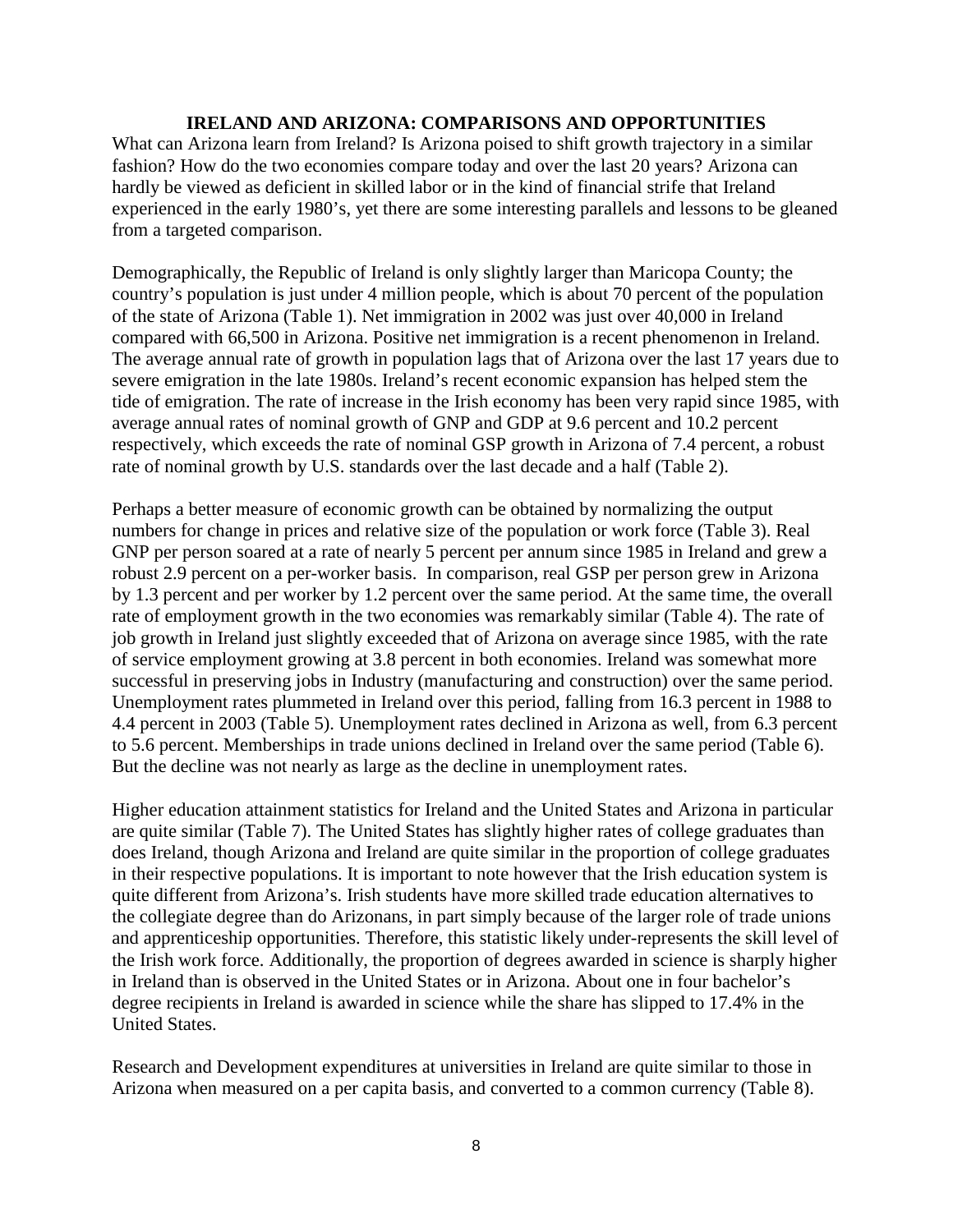## IRELAND AND ARIZONA: COMPARISONS AND OPPORTUNITIES

What can Arizona learn from Ireland? Is Arizona poised to shift growth trajectory in a similar fashion? How do the two economies compare today and over the last 20 years? Arizona can hardly be viewed as deficient in skilled labor or in the kind of financial strife that Ireland experienced in the early 1980's, yet there are some interesting parallels and lessons to be gleaned from a targeted comparison.

Demographically, the Republic of Ireland is only slightly larger than Maricopa County; the country's population is just under 4 million people, which is about 70 percent of the population of the state of Arizona (Table 1). Net immigration in 2002 was just over 40,000 in Ireland compared with 66,500 in Arizona. Positive net immigration is a recent phenomenon in Ireland. The average annual rate of growth in population lags that of Arizona over the last 17 years due to severe emigration in the late 1980s. Ireland's recent economic expansion has helped stem the tide of emigration. The rate of increase in the Irish economy has been very rapid since 1985, with average annual rates of nominal growth of GNP and GDP at 9.6 percent and 10.2 percent respectively, which exceeds the rate of nominal GSP growth in Arizona of 7.4 percent, a robust rate of nominal growth by U.S. standards over the last decade and a half (Table 2).

Perhaps a better measure of economic growth can be obtained by normalizing the output numbers for change in prices and relative size of the population or work force (Table 3). Real GNP per person soared at a rate of nearly 5 percent per annum since 1985 in Ireland and grew a robust 2.9 percent on a per-worker basis. In comparison, real GSP per person grew in Arizona by 1.3 percent and per worker by 1.2 percent over the same period. At the same time, the overall rate of employment growth in the two economies was remarkably similar (Table 4). The rate of job growth in Ireland just slightly exceeded that of Arizona on average since 1985, with the rate of service employment growing at 3.8 percent in both economies. Ireland was somewhat more successful in preserving jobs in Industry (manufacturing and construction) over the same period. Unemployment rates plummeted in Ireland over this period, falling from 16.3 percent in 1988 to 4.4 percent in 2003 (Table 5). Unemployment rates declined in Arizona as well, from 6.3 percent to 5.6 percent. Memberships in trade unions declined in Ireland over the same period (Table 6). But the decline was not nearly as large as the decline in unemployment rates.

Higher education attainment statistics for Ireland and the United States and Arizona in particular are quite similar (Table 7). The United States has slightly higher rates of college graduates than does Ireland, though Arizona and Ireland are quite similar in the proportion of college graduates in their respective populations. It is important to note however that the Irish education system is quite different from Arizona's. Irish students have more skilled trade education alternatives to the collegiate degree than do Arizonans, in part simply because of the larger role of trade unions and apprenticeship opportunities. Therefore, this statistic likely under-represents the skill level of the Irish work force. Additionally, the proportion of degrees awarded in science is sharply higher in Ireland than is observed in the United States or in Arizona. About one in four bachelor's degree recipients in Ireland is awarded in science while the share has slipped to 17.4% in the United States.

Research and Development expenditures at universities in Ireland are quite similar to those in Arizona when measured on a per capita basis, and converted to a common currency (Table 8).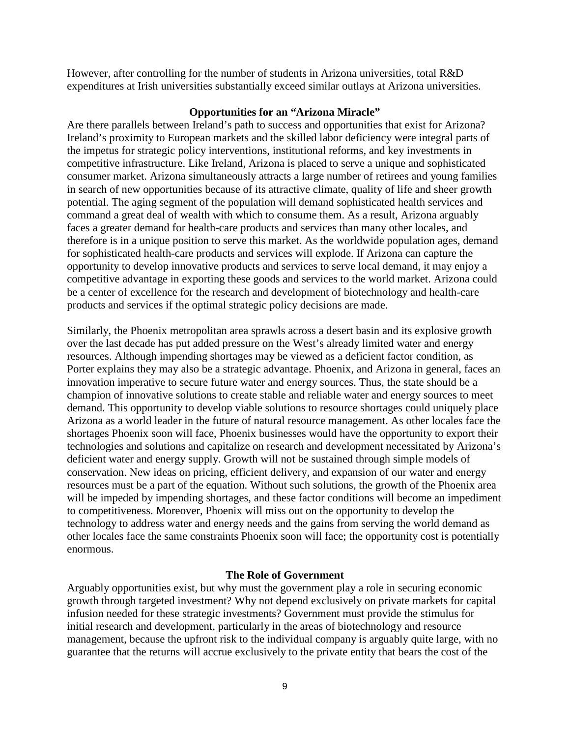However, after controlling for the number of students in Arizona universities, total R&D expenditures at Irish universities substantially exceed similar outlays at Arizona universities.

## Opportunities for an "Arizona Miracle"

Are there parallels between Ireland's path to success and opportunities that exist for Arizona? Ireland's proximity to European markets and the skilled labor deficiency were integral parts of the impetus for strategic policy interventions, institutional reforms, and key investments in competitive infrastructure. Like Ireland, Arizona is placed to serve a unique and sophisticated consumer market. Arizona simultaneously attracts a large number of retirees and young families in search of new opportunities because of its attractive climate, quality of life and sheer growth potential. The aging segment of the population will demand sophisticated health services and command a great deal of wealth with which to consume them. As a result, Arizona arguably faces a greater demand for health-care products and services than many other locales, and therefore is in a unique position to serve this market. As the worldwide population ages, demand for sophisticated health-care products and services will explode. If Arizona can capture the opportunity to develop innovative products and services to serve local demand, it may enjoy a competitive advantage in exporting these goods and services to the world market. Arizona could be a center of excellence for the research and development of biotechnology and health-care products and services if the optimal strategic policy decisions are made.

Similarly, the Phoenix metropolitan area sprawls across a desert basin and its explosive growth over the last decade has put added pressure on the West's already limited water and energy resources. Although impending shortages may be viewed as a deficient factor condition, as Porter explains they may also be a strategic advantage. Phoenix, and Arizona in general, faces an innovation imperative to secure future water and energy sources. Thus, the state should be a champion of innovative solutions to create stable and reliable water and energy sources to meet demand. This opportunity to develop viable solutions to resource shortages could uniquely place Arizona as a world leader in the future of natural resource management. As other locales face the shortages Phoenix soon will face, Phoenix businesses would have the opportunity to export their technologies and solutions and capitalize on research and development necessitated by Arizona's deficient water and energy supply. Growth will not be sustained through simple models of conservation. New ideas on pricing, efficient delivery, and expansion of our water and energy resources must be a part of the equation. Without such solutions, the growth of the Phoenix area will be impeded by impending shortages, and these factor conditions will become an impediment to competitiveness. Moreover, Phoenix will miss out on the opportunity to develop the technology to address water and energy needs and the gains from serving the world demand as other locales face the same constraints Phoenix soon will face; the opportunity cost is potentially enormous.

## The Role of Government

Arguably opportunities exist, but why must the government play a role in securing economic growth through targeted investment? Why not depend exclusively on private markets for capital infusion needed for these strategic investments? Government must provide the stimulus for initial research and development, particularly in the areas of biotechnology and resource management, because the upfront risk to the individual company is arguably quite large, with no guarantee that the returns will accrue exclusively to the private entity that bears the cost of the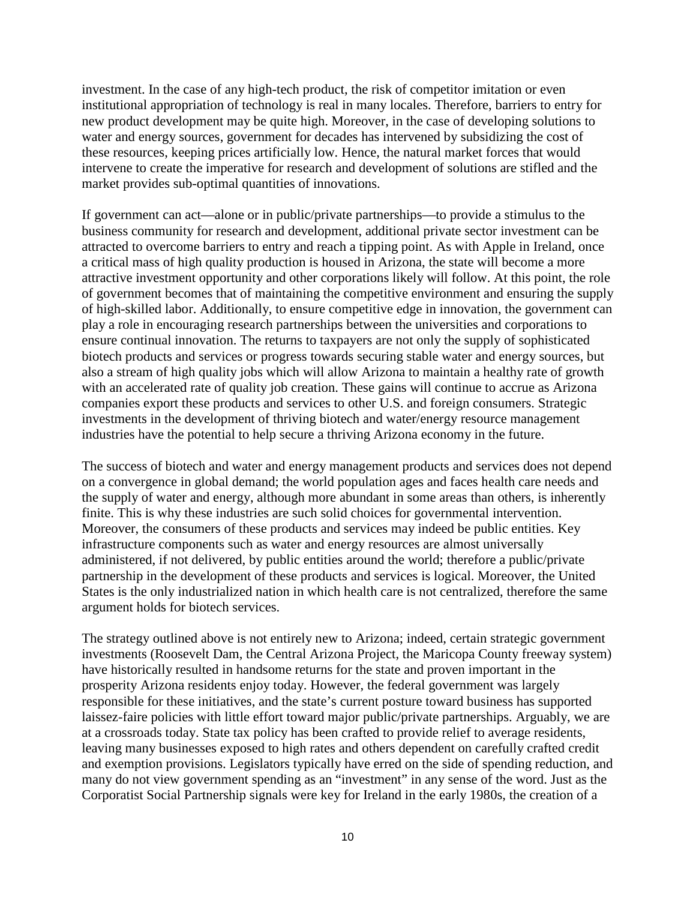investment. In the case of any high-tech product, the risk of competitor imitation or even institutional appropriation of technology is real in many locales. Therefore, barriers to entry for new product development may be quite high. Moreover, in the case of developing solutions to water and energy sources, government for decades has intervened by subsidizing the cost of these resources, keeping prices artificially low. Hence, the natural market forces that would intervene to create the imperative for research and development of solutions are stifled and the market provides sub-optimal quantities of innovations.

If government can act—alone or in public/private partnerships—to provide a stimulus to the business community for research and development, additional private sector investment can be attracted to overcome barriers to entry and reach a tipping point. As with Apple in Ireland, once a critical mass of high quality production is housed in Arizona, the state will become a more attractive investment opportunity and other corporations likely will follow. At this point, the role of government becomes that of maintaining the competitive environment and ensuring the supply of high-skilled labor. Additionally, to ensure competitive edge in innovation, the government can play a role in encouraging research partnerships between the universities and corporations to ensure continual innovation. The returns to taxpayers are not only the supply of sophisticated biotech products and services or progress towards securing stable water and energy sources, but also a stream of high quality jobs which will allow Arizona to maintain a healthy rate of growth with an accelerated rate of quality job creation. These gains will continue to accrue as Arizona companies export these products and services to other U.S. and foreign consumers. Strategic investments in the development of thriving biotech and water/energy resource management industries have the potential to help secure a thriving Arizona economy in the future.

The success of biotech and water and energy management products and services does not depend on a convergence in global demand; the world population ages and faces health care needs and the supply of water and energy, although more abundant in some areas than others, is inherently finite. This is why these industries are such solid choices for governmental intervention. Moreover, the consumers of these products and services may indeed be public entities. Key infrastructure components such as water and energy resources are almost universally administered, if not delivered, by public entities around the world; therefore a public/private partnership in the development of these products and services is logical. Moreover, the United States is the only industrialized nation in which health care is not centralized, therefore the same argument holds for biotech services.

The strategy outlined above is not entirely new to Arizona; indeed, certain strategic government investments (Roosevelt Dam, the Central Arizona Project, the Maricopa County freeway system) have historically resulted in handsome returns for the state and proven important in the prosperity Arizona residents enjoy today. However, the federal government was largely responsible for these initiatives, and the state's current posture toward business has supported laissez-faire policies with little effort toward major public/private partnerships. Arguably, we are at a crossroads today. State tax policy has been crafted to provide relief to average residents, leaving many businesses exposed to high rates and others dependent on carefully crafted credit and exemption provisions. Legislators typically have erred on the side of spending reduction, and many do not view government spending as an "investment" in any sense of the word. Just as the Corporatist Social Partnership signals were key for Ireland in the early 1980s, the creation of a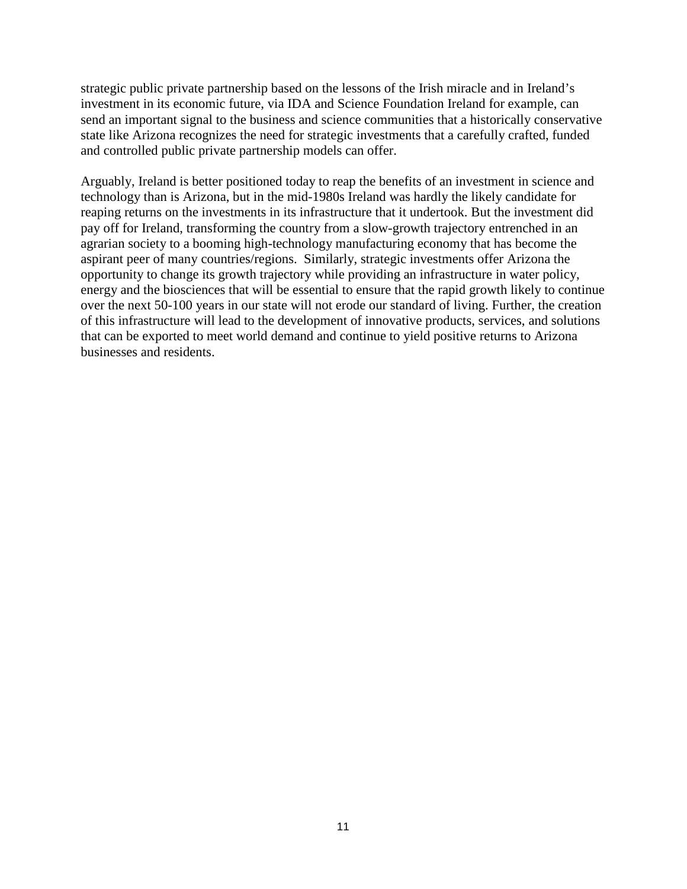strategic public private partnership based on the lessons of the Irish miracle and in Ireland's investment in its economic future, via IDA and Science Foundation Ireland for example, can send an important signal to the business and science communities that a historically conservative state like Arizona recognizes the need for strategic investments that a carefully crafted, funded and controlled public private partnership models can offer.

Arguably, Ireland is better positioned today to reap the benefits of an investment in science and technology than is Arizona, but in the mid-1980s Ireland was hardly the likely candidate for reaping returns on the investments in its infrastructure that it undertook. But the investment did pay off for Ireland, transforming the country from a slow-growth trajectory entrenched in an agrarian society to a booming high-technology manufacturing economy that has become the aspirant peer of many countries/regions. Similarly, strategic investments offer Arizona the opportunity to change its growth trajectory while providing an infrastructure in water policy, energy and the biosciences that will be essential to ensure that the rapid growth likely to continue over the next 50-100 years in our state will not erode our standard of living. Further, the creation of this infrastructure will lead to the development of innovative products, services, and solutions that can be exported to meet world demand and continue to yield positive returns to Arizona businesses and residents.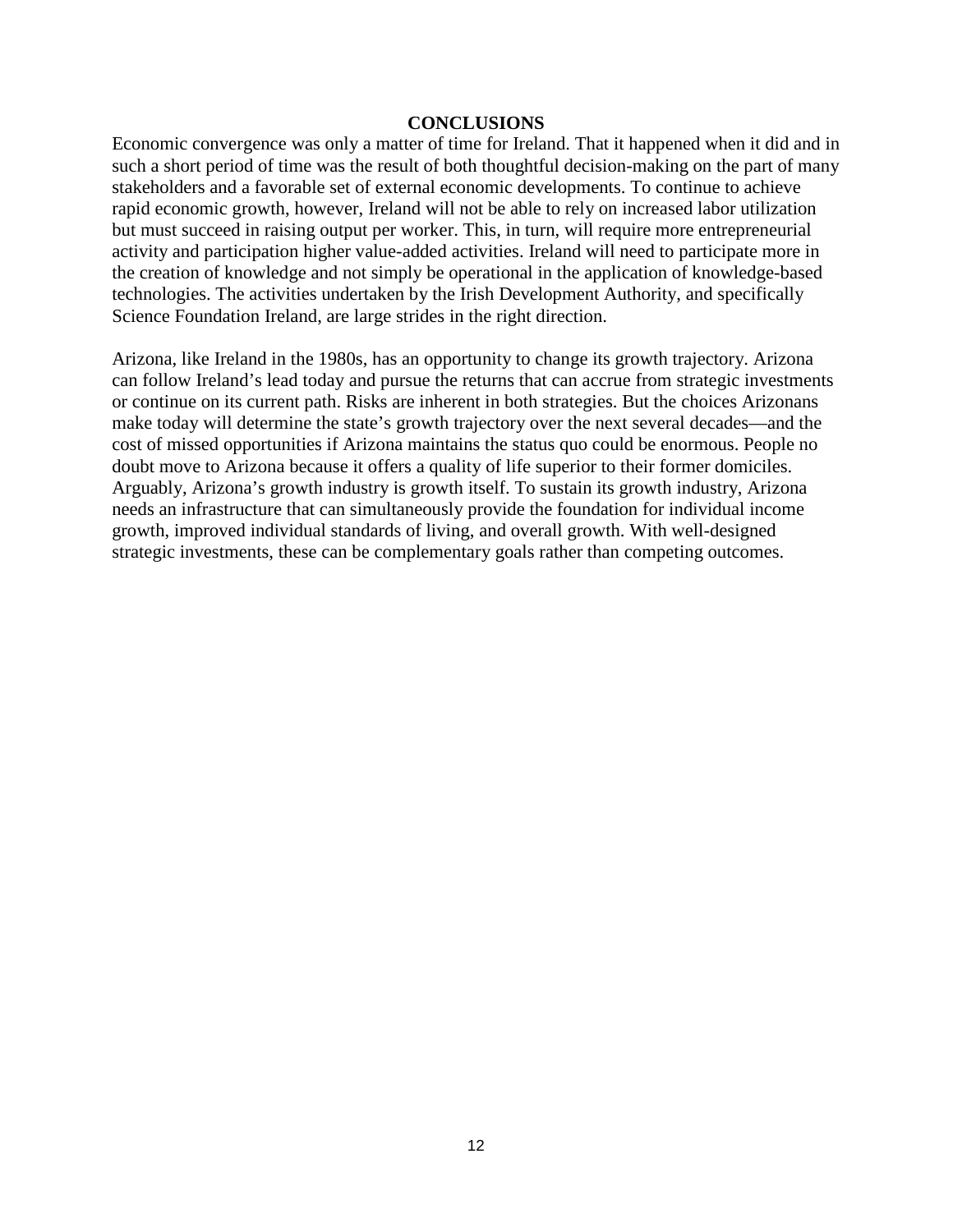## CONCLUSIONS

Economic convergence was only a matter of time for Ireland. That it happened when it did and in such a short period of time was the result of both thoughtful decision-making on the part of many stakeholders and a favorable set of external economic developments. To continue to achieve rapid economic growth, however, Ireland will not be able to rely on increased labor utilization but must succeed in raising output per worker. This, in turn, will require more entrepreneurial activity and participation higher value-added activities. Ireland will need to participate more in the creation of knowledge and not simply be operational in the application of knowledge-based technologies. The activities undertaken by the Irish Development Authority, and specifically Science Foundation Ireland, are large strides in the right direction.

Arizona, like Ireland in the 1980s, has an opportunity to change its growth trajectory. Arizona can follow Ireland's lead today and pursue the returns that can accrue from strategic investments or continue on its current path. Risks are inherent in both strategies. But the choices Arizonans make today will determine the state's growth trajectory over the next several decades—and the cost of missed opportunities if Arizona maintains the status quo could be enormous. People no doubt move to Arizona because it offers a quality of life superior to their former domiciles. Arguably, Arizona's growth industry is growth itself. To sustain its growth industry, Arizona needs an infrastructure that can simultaneously provide the foundation for individual income growth, improved individual standards of living, and overall growth. With well-designed strategic investments, these can be complementary goals rather than competing outcomes.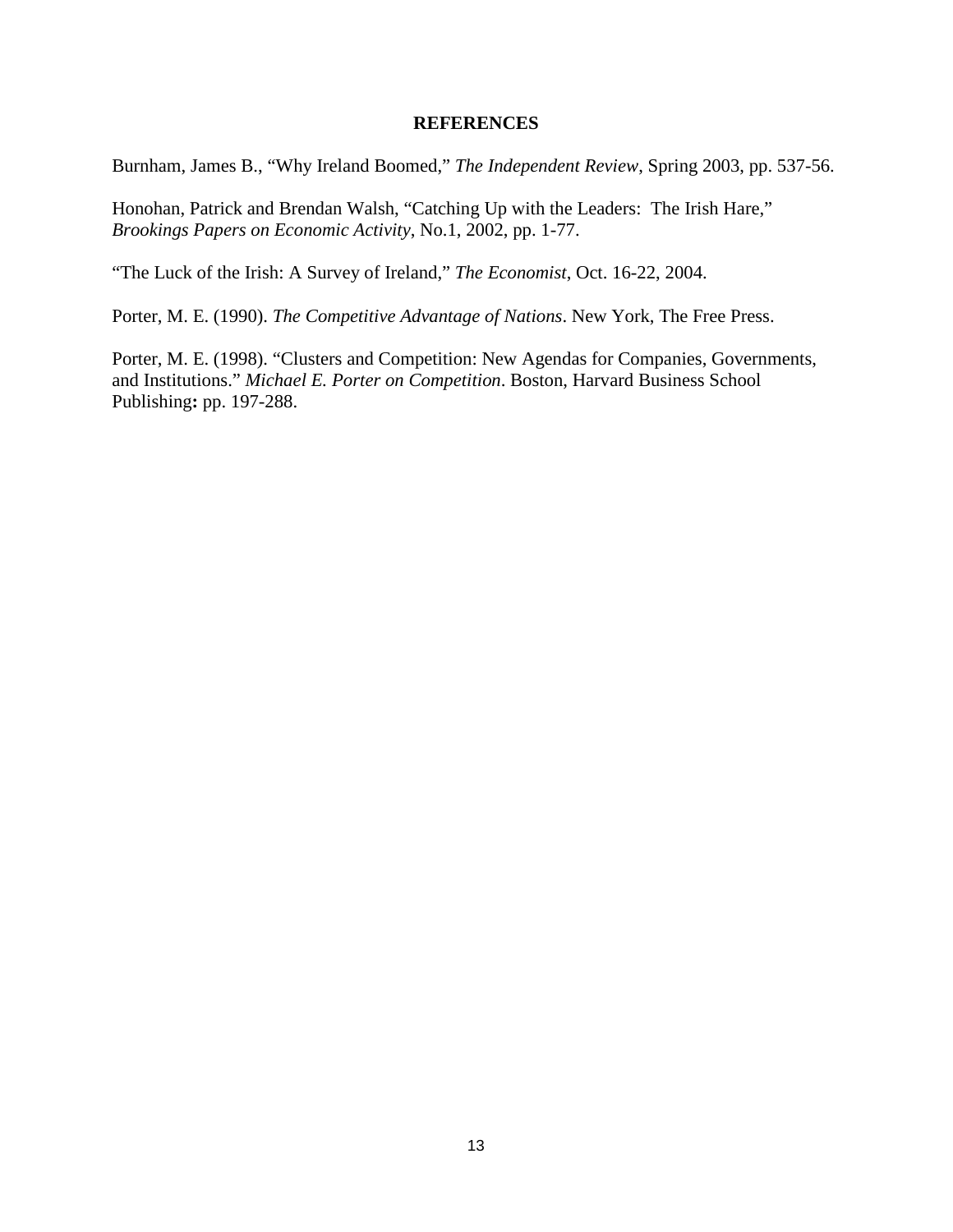# REFERENCES

Burnham, James B., "Why Ireland Boomed," *The Independent Review*, Spring 2003, pp. 537-56.

Honohan, Patrick and Brendan Walsh, "Catching Up with the Leaders: The Irish Hare," *Brookings Papers on Economic Activity*, No.1, 2002, pp. 1-77.

"The Luck of the Irish: A Survey of Ireland," *The Economist*, Oct. 16-22, 2004.

Porter, M. E. (1990). *The Competitive Advantage of Nations*. New York, The Free Press.

Porter, M. E. (1998). "Clusters and Competition: New Agendas for Companies, Governments, and Institutions." *Michael E. Porter on Competition*. Boston, Harvard Business School Publishing**:** pp. 197-288.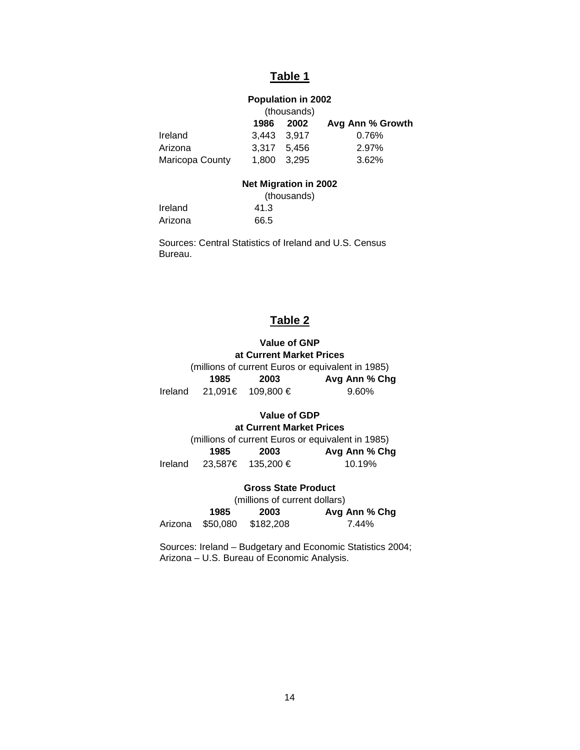# Table 1

**Population in 2002**

(thousands)

| | 1986 | 2002 | Avg Ann % Growth |
|---|---|---|---|
| Ireland | 3,443 | 3,917 | 0.76% |
| Arizona | 3,317 | 5,456 | 2.97% |
| Maricopa County | 1,800 | 3,295 | 3.62% |

**Net Migration in 2002**

(thousands)

| | |
|---|---|
| Ireland | 41.3 |
| Arizona | 66.5 |

Sources: Central Statistics of Ireland and U.S. Census Bureau.

# Table 2

**Value of GNP at Current Market Prices**

(millions of current Euros or equivalent in 1985)

| | 1985 | 2003 | Avg Ann % Chg |
|---|---|---|---|
| Ireland | 21,091€ | 109,800 € | 9.60% |

**Value of GDP at Current Market Prices**

(millions of current Euros or equivalent in 1985)

| | 1985 | 2003 | Avg Ann % Chg |
|---|---|---|---|
| Ireland | 23,587€ | 135,200 € | 10.19% |

**Gross State Product**

(millions of current dollars)

| | 1985 | 2003 | Avg Ann % Chg |
|---|---|---|---|
| Arizona | $50,080 | $182,208 | 7.44% |

Sources: Ireland – Budgetary and Economic Statistics 2004; Arizona – U.S. Bureau of Economic Analysis.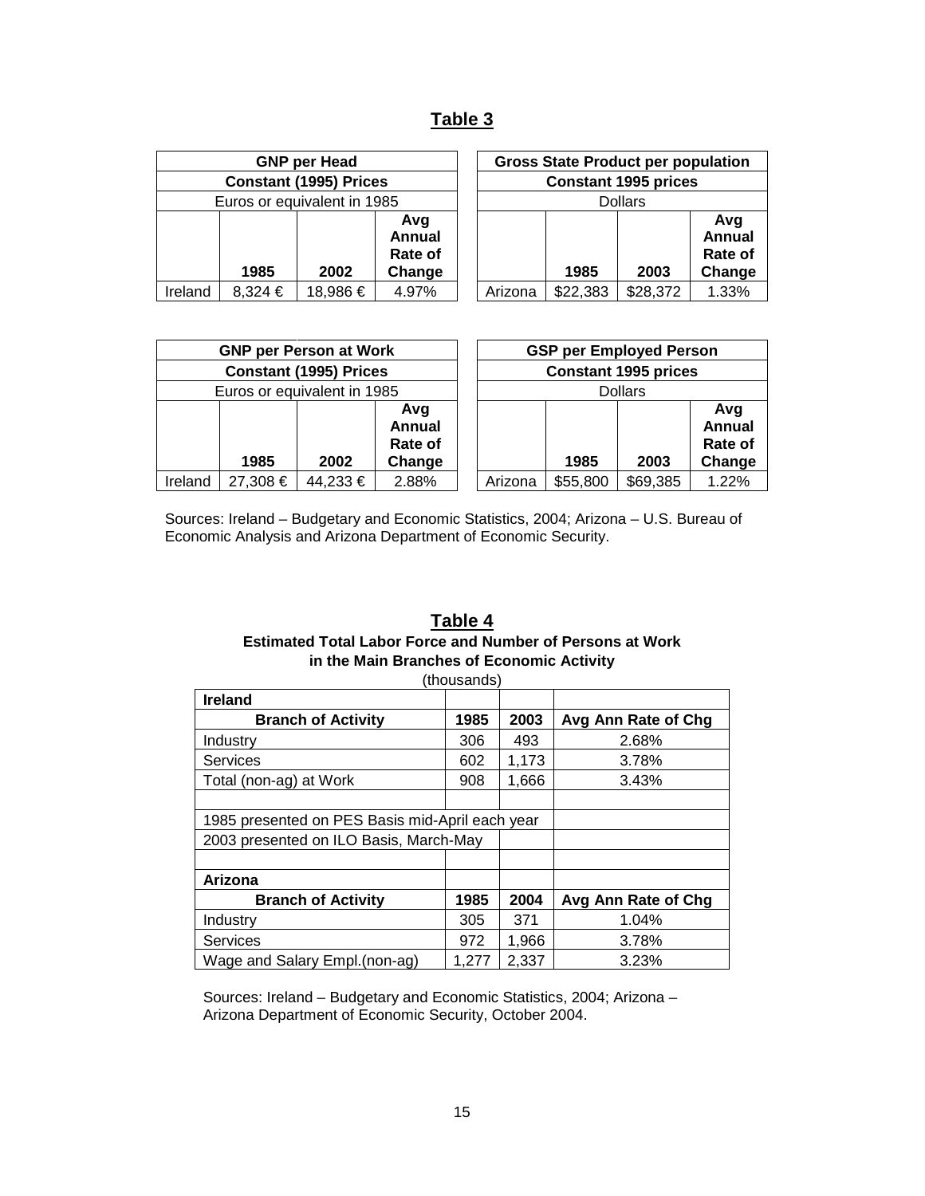## Table 3

| GNP per Head | | | |
|---|---|---|---|
| Constant (1995) Prices | | | |
| Euros or equivalent in 1985 | | | |
| | 1985 | 2002 | Avg Annual Rate of Change |
| Ireland | 8,324 € | 18,986 € | 4.97% |

| Gross State Product per population | | | |
|---|---|---|---|
| Constant 1995 prices | | | |
| Dollars | | | |
| | 1985 | 2003 | Avg Annual Rate of Change |
| Arizona | $22,383 | $28,372 | 1.33% |

| GNP per Person at Work | | | |
|---|---|---|---|
| Constant (1995) Prices | | | |
| Euros or equivalent in 1985 | | | |
| | 1985 | 2002 | Avg Annual Rate of Change |
| Ireland | 27,308 € | 44,233 € | 2.88% |

| GSP per Employed Person | | | |
|---|---|---|---|
| Constant 1995 prices | | | |
| Dollars | | | |
| | 1985 | 2003 | Avg Annual Rate of Change |
| Arizona | $55,800 | $69,385 | 1.22% |

Sources: Ireland – Budgetary and Economic Statistics, 2004; Arizona – U.S. Bureau of Economic Analysis and Arizona Department of Economic Security.

## Table 4

**Estimated Total Labor Force and Number of Persons at Work in the Main Branches of Economic Activity**

(thousands)

| **Ireland** | | | |
|---|---|---|---|
| **Branch of Activity** | **1985** | **2003** | **Avg Ann Rate of Chg** |
| Industry | 306 | 493 | 2.68% |
| Services | 602 | 1,173 | 3.78% |
| Total (non-ag) at Work | 908 | 1,666 | 3.43% |
| | | | |
| 1985 presented on PES Basis mid-April each year | | | |
| 2003 presented on ILO Basis, March-May | | | |
| | | | |
| **Arizona** | | | |
| **Branch of Activity** | **1985** | **2004** | **Avg Ann Rate of Chg** |
| Industry | 305 | 371 | 1.04% |
| Services | 972 | 1,966 | 3.78% |
| Wage and Salary Empl.(non-ag) | 1,277 | 2,337 | 3.23% |

Sources: Ireland – Budgetary and Economic Statistics, 2004; Arizona – Arizona Department of Economic Security, October 2004.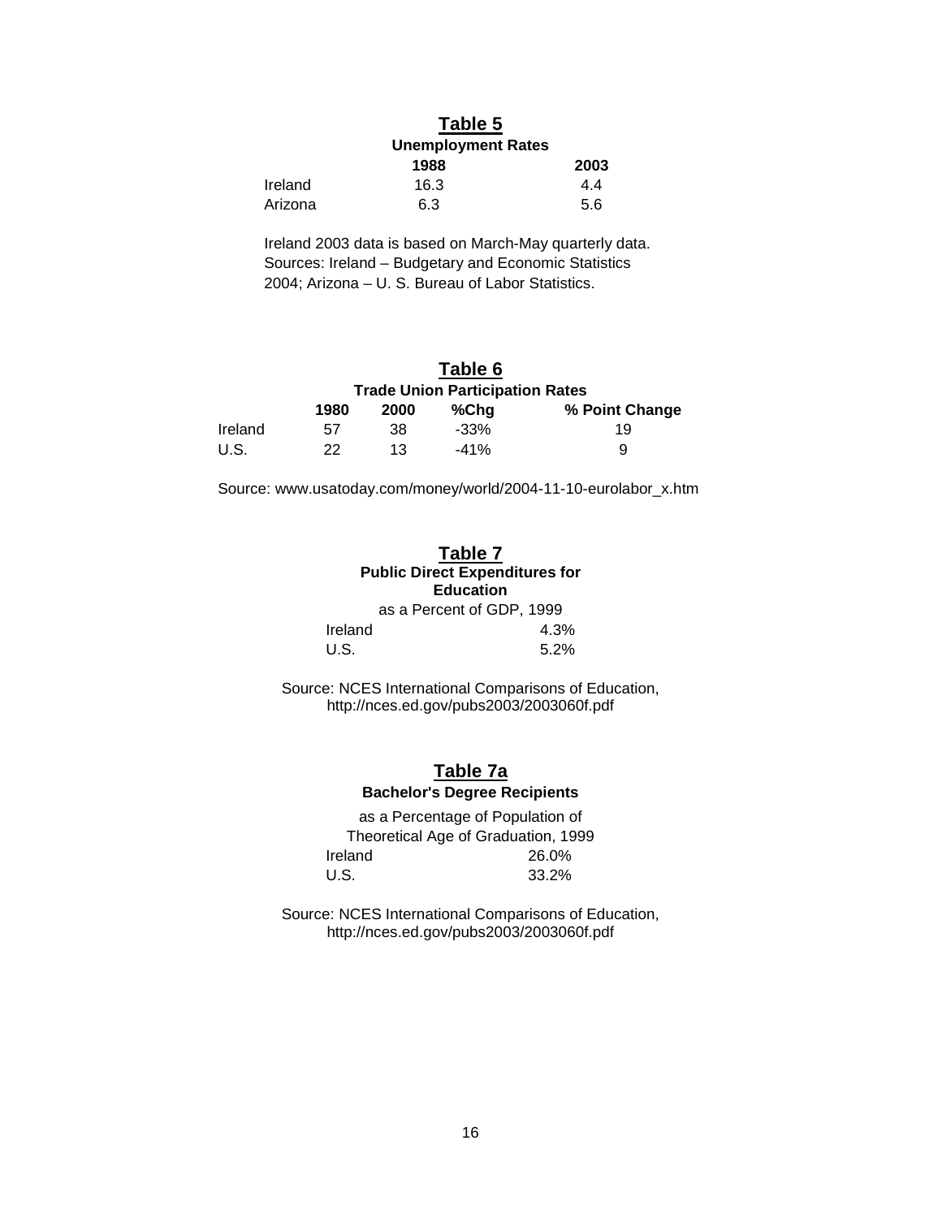**Table 5**

**Unemployment Rates**

| | 1988 | 2003 |
|---|---|---|
| Ireland | 16.3 | 4.4 |
| Arizona | 6.3 | 5.6 |

Ireland 2003 data is based on March-May quarterly data.
Sources: Ireland – Budgetary and Economic Statistics 2004; Arizona – U. S. Bureau of Labor Statistics.

**Table 6**

**Trade Union Participation Rates**

| | 1980 | 2000 | %Chg | % Point Change |
|---|---|---|---|---|
| Ireland | 57 | 38 | -33% | 19 |
| U.S. | 22 | 13 | -41% | 9 |

Source: www.usatoday.com/money/world/2004-11-10-eurolabor_x.htm

**Table 7**

**Public Direct Expenditures for Education**

as a Percent of GDP, 1999

| | |
|---|---|
| Ireland | 4.3% |
| U.S. | 5.2% |

Source: NCES International Comparisons of Education, http://nces.ed.gov/pubs2003/2003060f.pdf

**Table 7a**

**Bachelor's Degree Recipients**

as a Percentage of Population of Theoretical Age of Graduation, 1999

| | |
|---|---|
| Ireland | 26.0% |
| U.S. | 33.2% |

Source: NCES International Comparisons of Education, http://nces.ed.gov/pubs2003/2003060f.pdf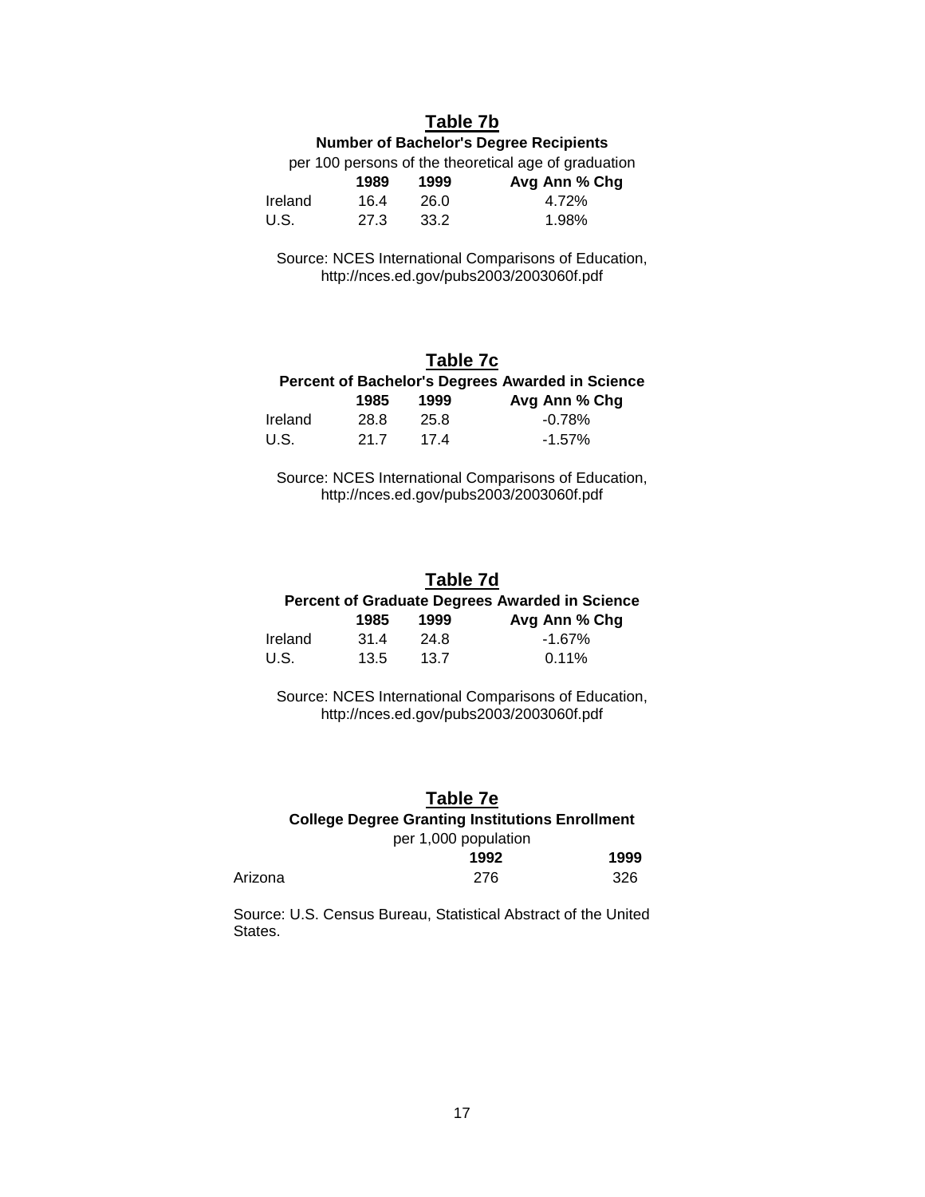**Table 7b**

**Number of Bachelor's Degree Recipients**

per 100 persons of the theoretical age of graduation

| | 1989 | 1999 | Avg Ann % Chg |
|---|---|---|---|
| Ireland | 16.4 | 26.0 | 4.72% |
| U.S. | 27.3 | 33.2 | 1.98% |

Source: NCES International Comparisons of Education, http://nces.ed.gov/pubs2003/2003060f.pdf

**Table 7c**

**Percent of Bachelor's Degrees Awarded in Science**

| | 1985 | 1999 | Avg Ann % Chg |
|---|---|---|---|
| Ireland | 28.8 | 25.8 | -0.78% |
| U.S. | 21.7 | 17.4 | -1.57% |

Source: NCES International Comparisons of Education, http://nces.ed.gov/pubs2003/2003060f.pdf

**Table 7d**

**Percent of Graduate Degrees Awarded in Science**

| | 1985 | 1999 | Avg Ann % Chg |
|---|---|---|---|
| Ireland | 31.4 | 24.8 | -1.67% |
| U.S. | 13.5 | 13.7 | 0.11% |

Source: NCES International Comparisons of Education, http://nces.ed.gov/pubs2003/2003060f.pdf

**Table 7e**

**College Degree Granting Institutions Enrollment**

per 1,000 population

| | 1992 | 1999 |
|---|---|---|
| Arizona | 276 | 326 |

Source: U.S. Census Bureau, Statistical Abstract of the United States.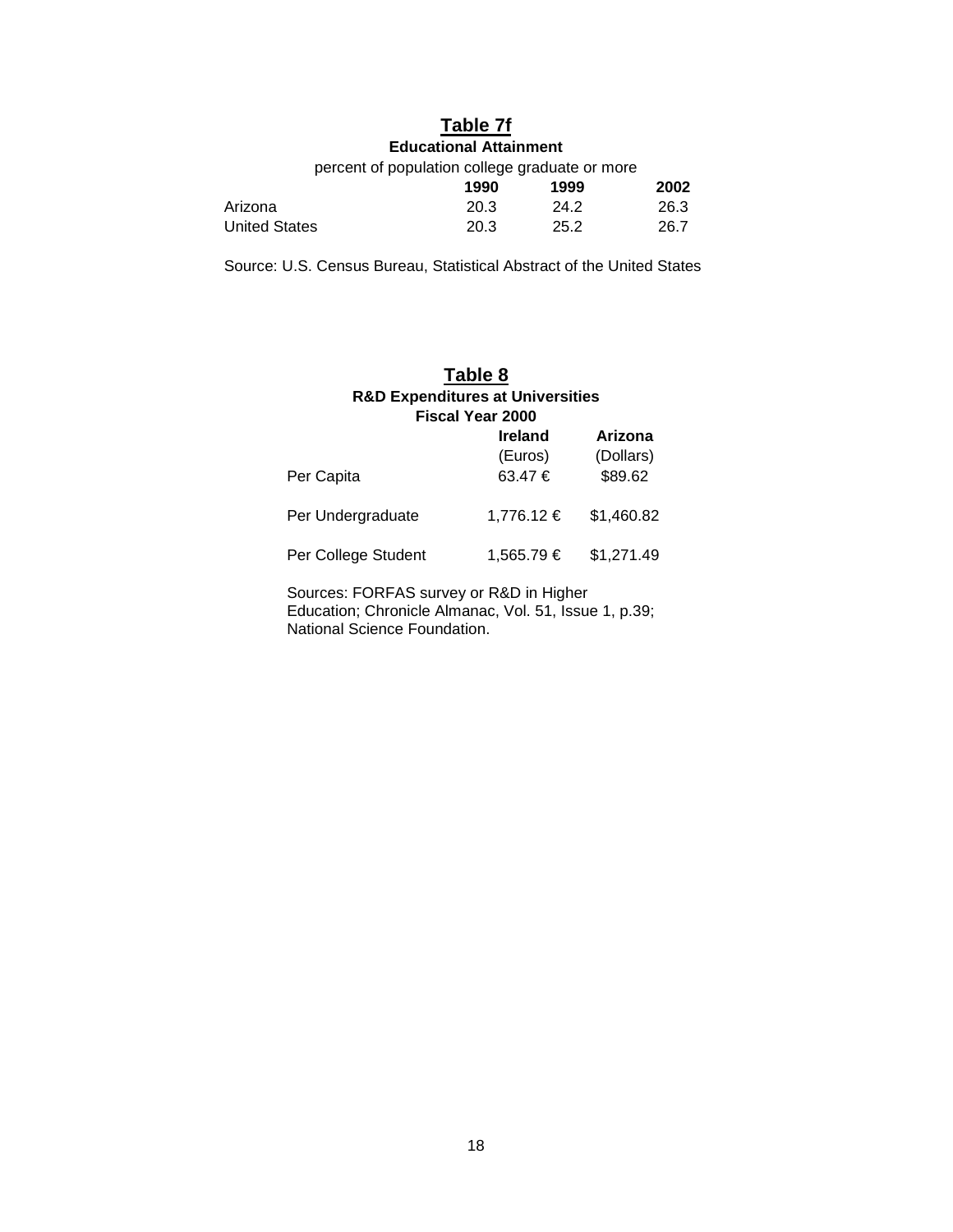## Table 7f

**Educational Attainment**

percent of population college graduate or more

| | 1990 | 1999 | 2002 |
|---|---|---|---|
| Arizona | 20.3 | 24.2 | 26.3 |
| United States | 20.3 | 25.2 | 26.7 |

Source: U.S. Census Bureau, Statistical Abstract of the United States

## Table 8

**R&D Expenditures at Universities**

**Fiscal Year 2000**

| | Ireland (Euros) | Arizona (Dollars) |
|---|---|---|
| Per Capita | 63.47 € | $89.62 |
| Per Undergraduate | 1,776.12 € | $1,460.82 |
| Per College Student | 1,565.79 € | $1,271.49 |

Sources: FORFAS survey or R&D in Higher Education; Chronicle Almanac, Vol. 51, Issue 1, p.39; National Science Foundation.